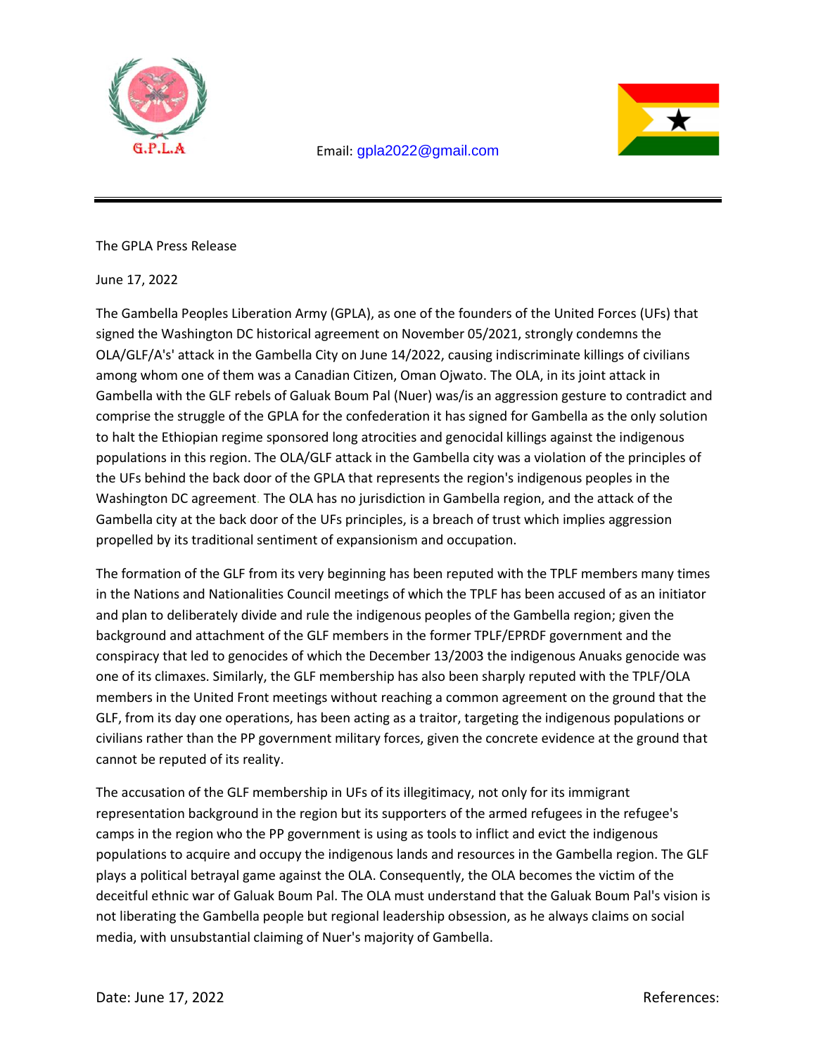G.P.L.A

Email: gpla2022@gmail.com

---

The GPLA Press Release

June 17, 2022

The Gambella Peoples Liberation Army (GPLA), as one of the founders of the United Forces (UFs) that signed the Washington DC historical agreement on November 05/2021, strongly condemns the OLA/GLF/A's' attack in the Gambella City on June 14/2022, causing indiscriminate killings of civilians among whom one of them was a Canadian Citizen, Oman Ojwato. The OLA, in its joint attack in Gambella with the GLF rebels of Galuak Boum Pal (Nuer) was/is an aggression gesture to contradict and comprise the struggle of the GPLA for the confederation it has signed for Gambella as the only solution to halt the Ethiopian regime sponsored long atrocities and genocidal killings against the indigenous populations in this region. The OLA/GLF attack in the Gambella city was a violation of the principles of the UFs behind the back door of the GPLA that represents the region's indigenous peoples in the Washington DC agreement. The OLA has no jurisdiction in Gambella region, and the attack of the Gambella city at the back door of the UFs principles, is a breach of trust which implies aggression propelled by its traditional sentiment of expansionism and occupation.

The formation of the GLF from its very beginning has been reputed with the TPLF members many times in the Nations and Nationalities Council meetings of which the TPLF has been accused of as an initiator and plan to deliberately divide and rule the indigenous peoples of the Gambella region; given the background and attachment of the GLF members in the former TPLF/EPRDF government and the conspiracy that led to genocides of which the December 13/2003 the indigenous Anuaks genocide was one of its climaxes. Similarly, the GLF membership has also been sharply reputed with the TPLF/OLA members in the United Front meetings without reaching a common agreement on the ground that the GLF, from its day one operations, has been acting as a traitor, targeting the indigenous populations or civilians rather than the PP government military forces, given the concrete evidence at the ground that cannot be reputed of its reality.

The accusation of the GLF membership in UFs of its illegitimacy, not only for its immigrant representation background in the region but its supporters of the armed refugees in the refugee's camps in the region who the PP government is using as tools to inflict and evict the indigenous populations to acquire and occupy the indigenous lands and resources in the Gambella region. The GLF plays a political betrayal game against the OLA. Consequently, the OLA becomes the victim of the deceitful ethnic war of Galuak Boum Pal. The OLA must understand that the Galuak Boum Pal's vision is not liberating the Gambella people but regional leadership obsession, as he always claims on social media, with unsubstantial claiming of Nuer's majority of Gambella.

Date: June 17, 2022 References: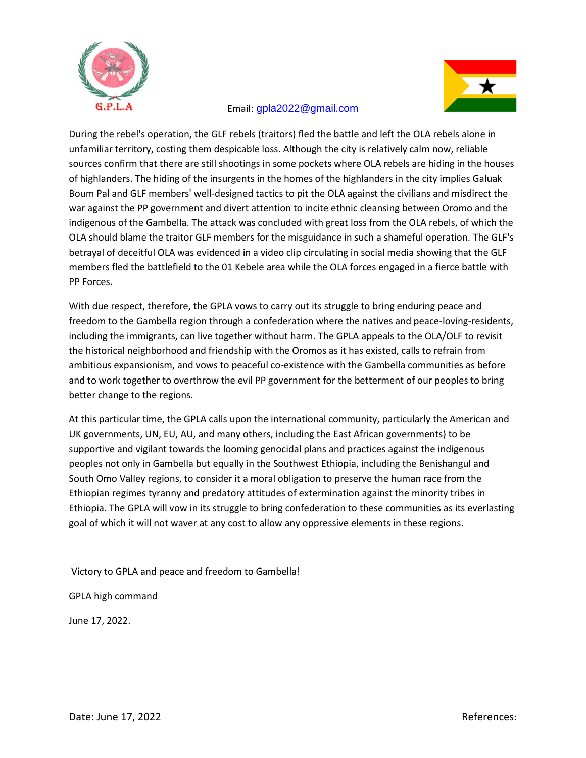G.P.L.A

Email: gpla2022@gmail.com

During the rebel's operation, the GLF rebels (traitors) fled the battle and left the OLA rebels alone in unfamiliar territory, costing them despicable loss. Although the city is relatively calm now, reliable sources confirm that there are still shootings in some pockets where OLA rebels are hiding in the houses of highlanders. The hiding of the insurgents in the homes of the highlanders in the city implies Galuak Boum Pal and GLF members' well-designed tactics to pit the OLA against the civilians and misdirect the war against the PP government and divert attention to incite ethnic cleansing between Oromo and the indigenous of the Gambella. The attack was concluded with great loss from the OLA rebels, of which the OLA should blame the traitor GLF members for the misguidance in such a shameful operation. The GLF's betrayal of deceitful OLA was evidenced in a video clip circulating in social media showing that the GLF members fled the battlefield to the 01 Kebele area while the OLA forces engaged in a fierce battle with PP Forces.

With due respect, therefore, the GPLA vows to carry out its struggle to bring enduring peace and freedom to the Gambella region through a confederation where the natives and peace-loving-residents, including the immigrants, can live together without harm. The GPLA appeals to the OLA/OLF to revisit the historical neighborhood and friendship with the Oromos as it has existed, calls to refrain from ambitious expansionism, and vows to peaceful co-existence with the Gambella communities as before and to work together to overthrow the evil PP government for the betterment of our peoples to bring better change to the regions.

At this particular time, the GPLA calls upon the international community, particularly the American and UK governments, UN, EU, AU, and many others, including the East African governments) to be supportive and vigilant towards the looming genocidal plans and practices against the indigenous peoples not only in Gambella but equally in the Southwest Ethiopia, including the Benishangul and South Omo Valley regions, to consider it a moral obligation to preserve the human race from the Ethiopian regimes tyranny and predatory attitudes of extermination against the minority tribes in Ethiopia. The GPLA will vow in its struggle to bring confederation to these communities as its everlasting goal of which it will not waver at any cost to allow any oppressive elements in these regions.

Victory to GPLA and peace and freedom to Gambella!

GPLA high command

June 17, 2022.

Date: June 17, 2022

References: